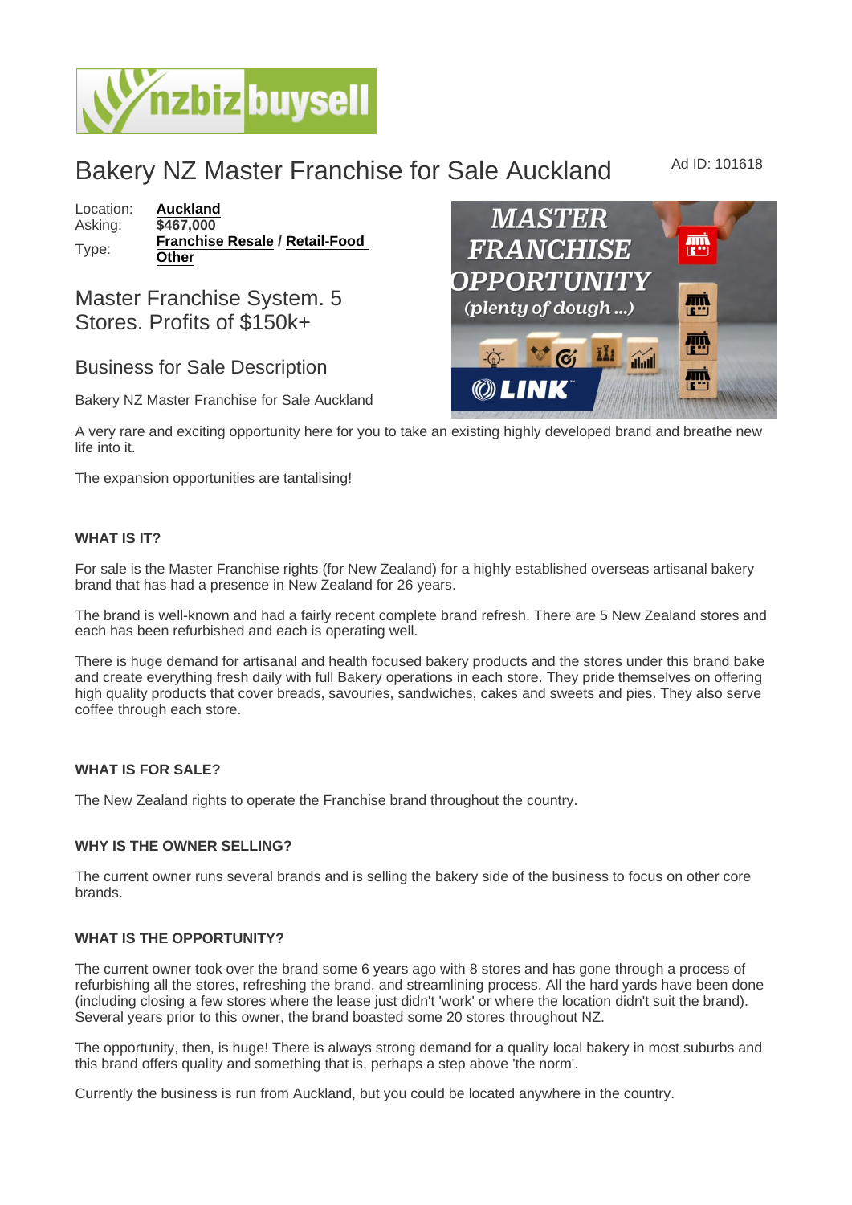# Bakery NZ Master Franchise for Sale Auckland

Ad ID: 101618

Location: **Auckland**
Asking: **$467,000**
Type: **Franchise Resale** / **Retail-Food Other**

## Master Franchise System. 5 Stores. Profits of $150k+

## Business for Sale Description

Bakery NZ Master Franchise for Sale Auckland

A very rare and exciting opportunity here for you to take an existing highly developed brand and breathe new life into it.

The expansion opportunities are tantalising!

### WHAT IS IT?

For sale is the Master Franchise rights (for New Zealand) for a highly established overseas artisanal bakery brand that has had a presence in New Zealand for 26 years.

The brand is well-known and had a fairly recent complete brand refresh. There are 5 New Zealand stores and each has been refurbished and each is operating well.

There is huge demand for artisanal and health focused bakery products and the stores under this brand bake and create everything fresh daily with full Bakery operations in each store. They pride themselves on offering high quality products that cover breads, savouries, sandwiches, cakes and sweets and pies. They also serve coffee through each store.

### WHAT IS FOR SALE?

The New Zealand rights to operate the Franchise brand throughout the country.

### WHY IS THE OWNER SELLING?

The current owner runs several brands and is selling the bakery side of the business to focus on other core brands.

### WHAT IS THE OPPORTUNITY?

The current owner took over the brand some 6 years ago with 8 stores and has gone through a process of refurbishing all the stores, refreshing the brand, and streamlining process. All the hard yards have been done (including closing a few stores where the lease just didn't 'work' or where the location didn't suit the brand). Several years prior to this owner, the brand boasted some 20 stores throughout NZ.

The opportunity, then, is huge! There is always strong demand for a quality local bakery in most suburbs and this brand offers quality and something that is, perhaps a step above 'the norm'.

Currently the business is run from Auckland, but you could be located anywhere in the country.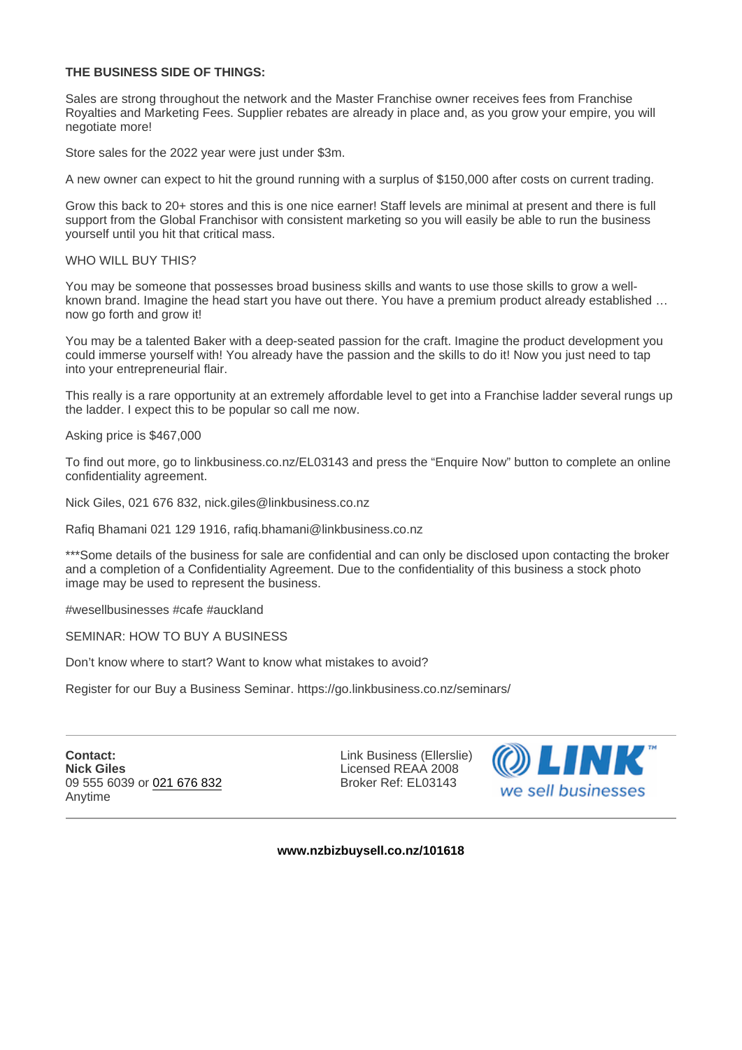**THE BUSINESS SIDE OF THINGS:**

Sales are strong throughout the network and the Master Franchise owner receives fees from Franchise Royalties and Marketing Fees. Supplier rebates are already in place and, as you grow your empire, you will negotiate more!

Store sales for the 2022 year were just under $3m.

A new owner can expect to hit the ground running with a surplus of $150,000 after costs on current trading.

Grow this back to 20+ stores and this is one nice earner! Staff levels are minimal at present and there is full support from the Global Franchisor with consistent marketing so you will easily be able to run the business yourself until you hit that critical mass.

WHO WILL BUY THIS?

You may be someone that possesses broad business skills and wants to use those skills to grow a well-known brand. Imagine the head start you have out there. You have a premium product already established … now go forth and grow it!

You may be a talented Baker with a deep-seated passion for the craft. Imagine the product development you could immerse yourself with! You already have the passion and the skills to do it! Now you just need to tap into your entrepreneurial flair.

This really is a rare opportunity at an extremely affordable level to get into a Franchise ladder several rungs up the ladder. I expect this to be popular so call me now.

Asking price is $467,000

To find out more, go to linkbusiness.co.nz/EL03143 and press the "Enquire Now" button to complete an online confidentiality agreement.

Nick Giles, 021 676 832, nick.giles@linkbusiness.co.nz

Rafiq Bhamani 021 129 1916, rafiq.bhamani@linkbusiness.co.nz

***Some details of the business for sale are confidential and can only be disclosed upon contacting the broker and a completion of a Confidentiality Agreement. Due to the confidentiality of this business a stock photo image may be used to represent the business.

#wesellbusinesses #cafe #auckland

SEMINAR: HOW TO BUY A BUSINESS

Don't know where to start? Want to know what mistakes to avoid?

Register for our Buy a Business Seminar. https://go.linkbusiness.co.nz/seminars/

---

**Contact:**
**Nick Giles**
09 555 6039 or 021 676 832
Anytime

Link Business (Ellerslie)
Licensed REAA 2008
Broker Ref: EL03143

LINK™
we sell businesses

---

**www.nzbizbuysell.co.nz/101618**